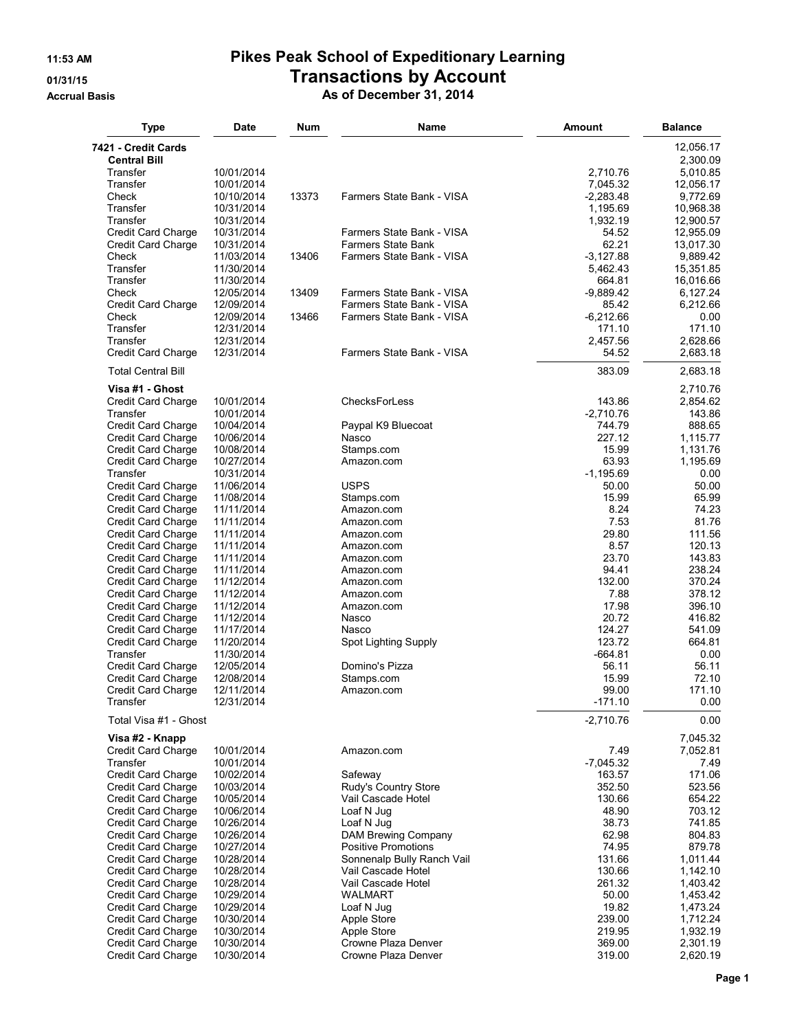# Pikes Peak School of Expeditionary Learning

## Transactions by Account

### As of December 31, 2014

11:53 AM
01/31/15
Accrual Basis

| Type | Date | Num | Name | Amount | Balance |
|---|---|---|---|---|---|
| **7421 - Credit Cards** | | | | | 12,056.17 |
| **Central Bill** | | | | | 2,300.09 |
| Transfer | 10/01/2014 | | | 2,710.76 | 5,010.85 |
| Transfer | 10/01/2014 | | | 7,045.32 | 12,056.17 |
| Check | 10/10/2014 | 13373 | Farmers State Bank - VISA | -2,283.48 | 9,772.69 |
| Transfer | 10/31/2014 | | | 1,195.69 | 10,968.38 |
| Transfer | 10/31/2014 | | | 1,932.19 | 12,900.57 |
| Credit Card Charge | 10/31/2014 | | Farmers State Bank - VISA | 54.52 | 12,955.09 |
| Credit Card Charge | 10/31/2014 | | Farmers State Bank | 62.21 | 13,017.30 |
| Check | 11/03/2014 | 13406 | Farmers State Bank - VISA | -3,127.88 | 9,889.42 |
| Transfer | 11/30/2014 | | | 5,462.43 | 15,351.85 |
| Transfer | 11/30/2014 | | | 664.81 | 16,016.66 |
| Check | 12/05/2014 | 13409 | Farmers State Bank - VISA | -9,889.42 | 6,127.24 |
| Credit Card Charge | 12/09/2014 | | Farmers State Bank - VISA | 85.42 | 6,212.66 |
| Check | 12/09/2014 | 13466 | Farmers State Bank - VISA | -6,212.66 | 0.00 |
| Transfer | 12/31/2014 | | | 171.10 | 171.10 |
| Transfer | 12/31/2014 | | | 2,457.56 | 2,628.66 |
| Credit Card Charge | 12/31/2014 | | Farmers State Bank - VISA | 54.52 | 2,683.18 |
| Total Central Bill | | | | 383.09 | 2,683.18 |
| **Visa #1 - Ghost** | | | | | 2,710.76 |
| Credit Card Charge | 10/01/2014 | | ChecksForLess | 143.86 | 2,854.62 |
| Transfer | 10/01/2014 | | | -2,710.76 | 143.86 |
| Credit Card Charge | 10/04/2014 | | Paypal K9 Bluecoat | 744.79 | 888.65 |
| Credit Card Charge | 10/06/2014 | | Nasco | 227.12 | 1,115.77 |
| Credit Card Charge | 10/08/2014 | | Stamps.com | 15.99 | 1,131.76 |
| Credit Card Charge | 10/27/2014 | | Amazon.com | 63.93 | 1,195.69 |
| Transfer | 10/31/2014 | | | -1,195.69 | 0.00 |
| Credit Card Charge | 11/06/2014 | | USPS | 50.00 | 50.00 |
| Credit Card Charge | 11/08/2014 | | Stamps.com | 15.99 | 65.99 |
| Credit Card Charge | 11/11/2014 | | Amazon.com | 8.24 | 74.23 |
| Credit Card Charge | 11/11/2014 | | Amazon.com | 7.53 | 81.76 |
| Credit Card Charge | 11/11/2014 | | Amazon.com | 29.80 | 111.56 |
| Credit Card Charge | 11/11/2014 | | Amazon.com | 8.57 | 120.13 |
| Credit Card Charge | 11/11/2014 | | Amazon.com | 23.70 | 143.83 |
| Credit Card Charge | 11/11/2014 | | Amazon.com | 94.41 | 238.24 |
| Credit Card Charge | 11/12/2014 | | Amazon.com | 132.00 | 370.24 |
| Credit Card Charge | 11/12/2014 | | Amazon.com | 7.88 | 378.12 |
| Credit Card Charge | 11/12/2014 | | Amazon.com | 17.98 | 396.10 |
| Credit Card Charge | 11/12/2014 | | Nasco | 20.72 | 416.82 |
| Credit Card Charge | 11/17/2014 | | Nasco | 124.27 | 541.09 |
| Credit Card Charge | 11/20/2014 | | Spot Lighting Supply | 123.72 | 664.81 |
| Transfer | 11/30/2014 | | | -664.81 | 0.00 |
| Credit Card Charge | 12/05/2014 | | Domino's Pizza | 56.11 | 56.11 |
| Credit Card Charge | 12/08/2014 | | Stamps.com | 15.99 | 72.10 |
| Credit Card Charge | 12/11/2014 | | Amazon.com | 99.00 | 171.10 |
| Transfer | 12/31/2014 | | | -171.10 | 0.00 |
| Total Visa #1 - Ghost | | | | -2,710.76 | 0.00 |
| **Visa #2 - Knapp** | | | | | 7,045.32 |
| Credit Card Charge | 10/01/2014 | | Amazon.com | 7.49 | 7,052.81 |
| Transfer | 10/01/2014 | | | -7,045.32 | 7.49 |
| Credit Card Charge | 10/02/2014 | | Safeway | 163.57 | 171.06 |
| Credit Card Charge | 10/03/2014 | | Rudy's Country Store | 352.50 | 523.56 |
| Credit Card Charge | 10/05/2014 | | Vail Cascade Hotel | 130.66 | 654.22 |
| Credit Card Charge | 10/06/2014 | | Loaf N Jug | 48.90 | 703.12 |
| Credit Card Charge | 10/26/2014 | | Loaf N Jug | 38.73 | 741.85 |
| Credit Card Charge | 10/26/2014 | | DAM Brewing Company | 62.98 | 804.83 |
| Credit Card Charge | 10/27/2014 | | Positive Promotions | 74.95 | 879.78 |
| Credit Card Charge | 10/28/2014 | | Sonnenalp Bully Ranch Vail | 131.66 | 1,011.44 |
| Credit Card Charge | 10/28/2014 | | Vail Cascade Hotel | 130.66 | 1,142.10 |
| Credit Card Charge | 10/28/2014 | | Vail Cascade Hotel | 261.32 | 1,403.42 |
| Credit Card Charge | 10/29/2014 | | WALMART | 50.00 | 1,453.42 |
| Credit Card Charge | 10/29/2014 | | Loaf N Jug | 19.82 | 1,473.24 |
| Credit Card Charge | 10/30/2014 | | Apple Store | 239.00 | 1,712.24 |
| Credit Card Charge | 10/30/2014 | | Apple Store | 219.95 | 1,932.19 |
| Credit Card Charge | 10/30/2014 | | Crowne Plaza Denver | 369.00 | 2,301.19 |
| Credit Card Charge | 10/30/2014 | | Crowne Plaza Denver | 319.00 | 2,620.19 |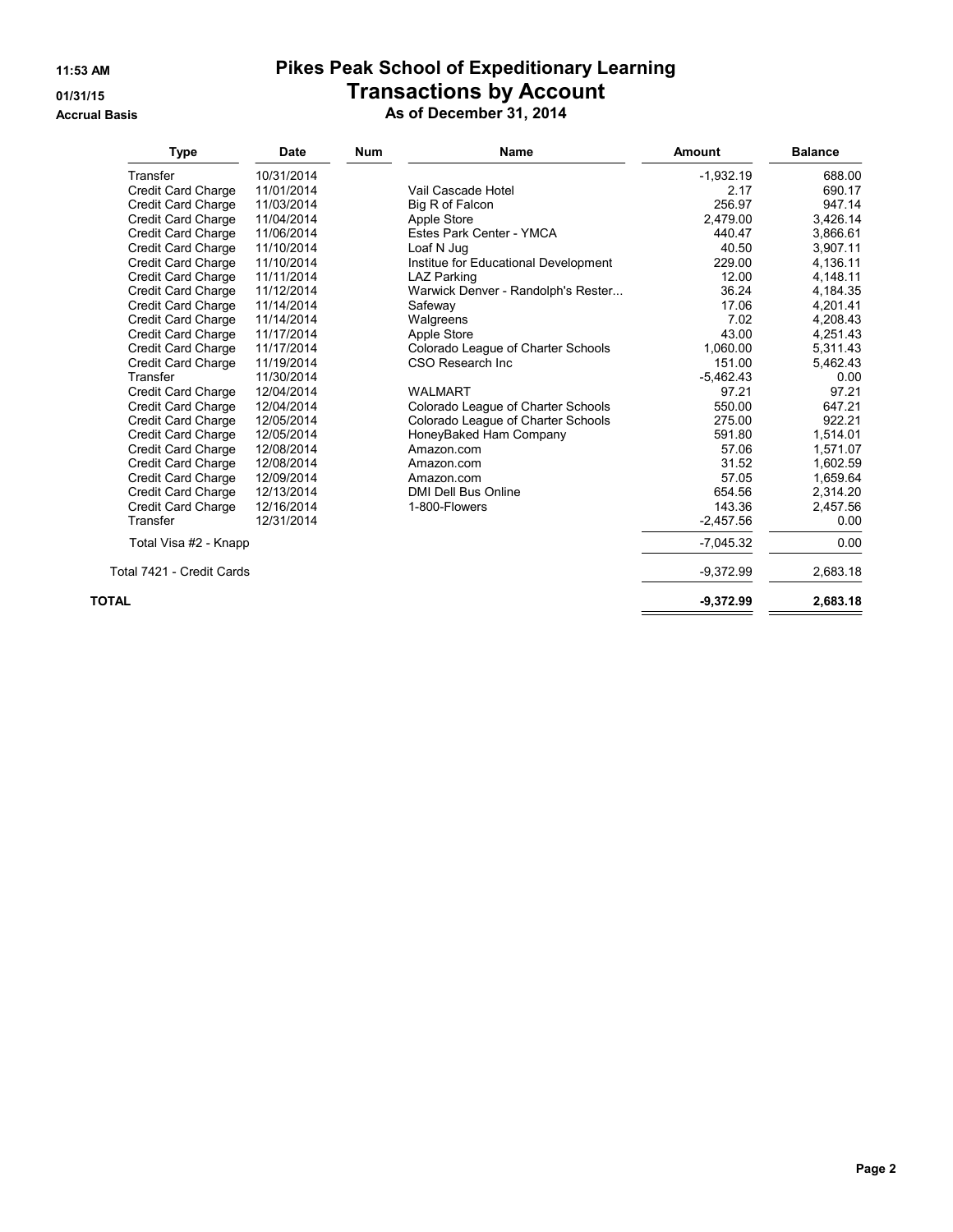# Pikes Peak School of Expeditionary Learning
## Transactions by Account
### As of December 31, 2014

11:53 AM
01/31/15
Accrual Basis

| Type | Date | Num | Name | Amount | Balance |
|---|---|---|---|---|---|
| Transfer | 10/31/2014 | | | -1,932.19 | 688.00 |
| Credit Card Charge | 11/01/2014 | | Vail Cascade Hotel | 2.17 | 690.17 |
| Credit Card Charge | 11/03/2014 | | Big R of Falcon | 256.97 | 947.14 |
| Credit Card Charge | 11/04/2014 | | Apple Store | 2,479.00 | 3,426.14 |
| Credit Card Charge | 11/06/2014 | | Estes Park Center - YMCA | 440.47 | 3,866.61 |
| Credit Card Charge | 11/10/2014 | | Loaf N Jug | 40.50 | 3,907.11 |
| Credit Card Charge | 11/10/2014 | | Institue for Educational Development | 229.00 | 4,136.11 |
| Credit Card Charge | 11/11/2014 | | LAZ Parking | 12.00 | 4,148.11 |
| Credit Card Charge | 11/12/2014 | | Warwick Denver - Randolph's Rester... | 36.24 | 4,184.35 |
| Credit Card Charge | 11/14/2014 | | Safeway | 17.06 | 4,201.41 |
| Credit Card Charge | 11/14/2014 | | Walgreens | 7.02 | 4,208.43 |
| Credit Card Charge | 11/17/2014 | | Apple Store | 43.00 | 4,251.43 |
| Credit Card Charge | 11/17/2014 | | Colorado League of Charter Schools | 1,060.00 | 5,311.43 |
| Credit Card Charge | 11/19/2014 | | CSO Research Inc | 151.00 | 5,462.43 |
| Transfer | 11/30/2014 | | | -5,462.43 | 0.00 |
| Credit Card Charge | 12/04/2014 | | WALMART | 97.21 | 97.21 |
| Credit Card Charge | 12/04/2014 | | Colorado League of Charter Schools | 550.00 | 647.21 |
| Credit Card Charge | 12/05/2014 | | Colorado League of Charter Schools | 275.00 | 922.21 |
| Credit Card Charge | 12/05/2014 | | HoneyBaked Ham Company | 591.80 | 1,514.01 |
| Credit Card Charge | 12/08/2014 | | Amazon.com | 57.06 | 1,571.07 |
| Credit Card Charge | 12/08/2014 | | Amazon.com | 31.52 | 1,602.59 |
| Credit Card Charge | 12/09/2014 | | Amazon.com | 57.05 | 1,659.64 |
| Credit Card Charge | 12/13/2014 | | DMI Dell Bus Online | 654.56 | 2,314.20 |
| Credit Card Charge | 12/16/2014 | | 1-800-Flowers | 143.36 | 2,457.56 |
| Transfer | 12/31/2014 | | | -2,457.56 | 0.00 |
| Total Visa #2 - Knapp | | | | -7,045.32 | 0.00 |
| Total 7421 - Credit Cards | | | | -9,372.99 | 2,683.18 |
| **TOTAL** | | | | **-9,372.99** | **2,683.18** |